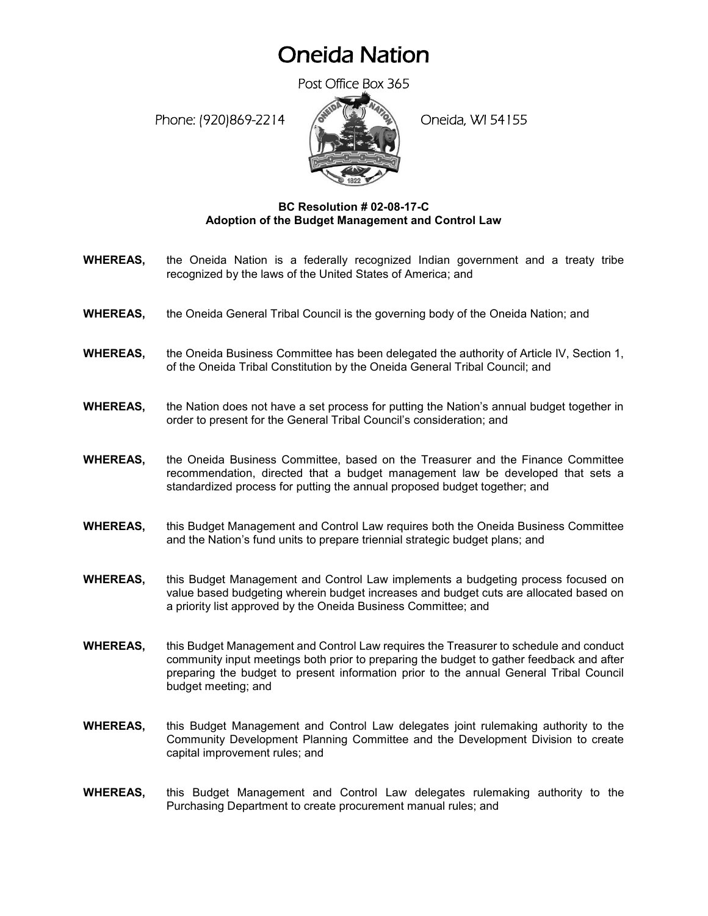# Oneida Nation

Post Office Box 365

Phone: (920)869-2214 Oneida, WI 54155

**BC Resolution # 02-08-17-C**
**Adoption of the Budget Management and Control Law**

**WHEREAS,** the Oneida Nation is a federally recognized Indian government and a treaty tribe recognized by the laws of the United States of America; and

**WHEREAS,** the Oneida General Tribal Council is the governing body of the Oneida Nation; and

**WHEREAS,** the Oneida Business Committee has been delegated the authority of Article IV, Section 1, of the Oneida Tribal Constitution by the Oneida General Tribal Council; and

**WHEREAS,** the Nation does not have a set process for putting the Nation's annual budget together in order to present for the General Tribal Council's consideration; and

**WHEREAS,** the Oneida Business Committee, based on the Treasurer and the Finance Committee recommendation, directed that a budget management law be developed that sets a standardized process for putting the annual proposed budget together; and

**WHEREAS,** this Budget Management and Control Law requires both the Oneida Business Committee and the Nation's fund units to prepare triennial strategic budget plans; and

**WHEREAS,** this Budget Management and Control Law implements a budgeting process focused on value based budgeting wherein budget increases and budget cuts are allocated based on a priority list approved by the Oneida Business Committee; and

**WHEREAS,** this Budget Management and Control Law requires the Treasurer to schedule and conduct community input meetings both prior to preparing the budget to gather feedback and after preparing the budget to present information prior to the annual General Tribal Council budget meeting; and

**WHEREAS,** this Budget Management and Control Law delegates joint rulemaking authority to the Community Development Planning Committee and the Development Division to create capital improvement rules; and

**WHEREAS,** this Budget Management and Control Law delegates rulemaking authority to the Purchasing Department to create procurement manual rules; and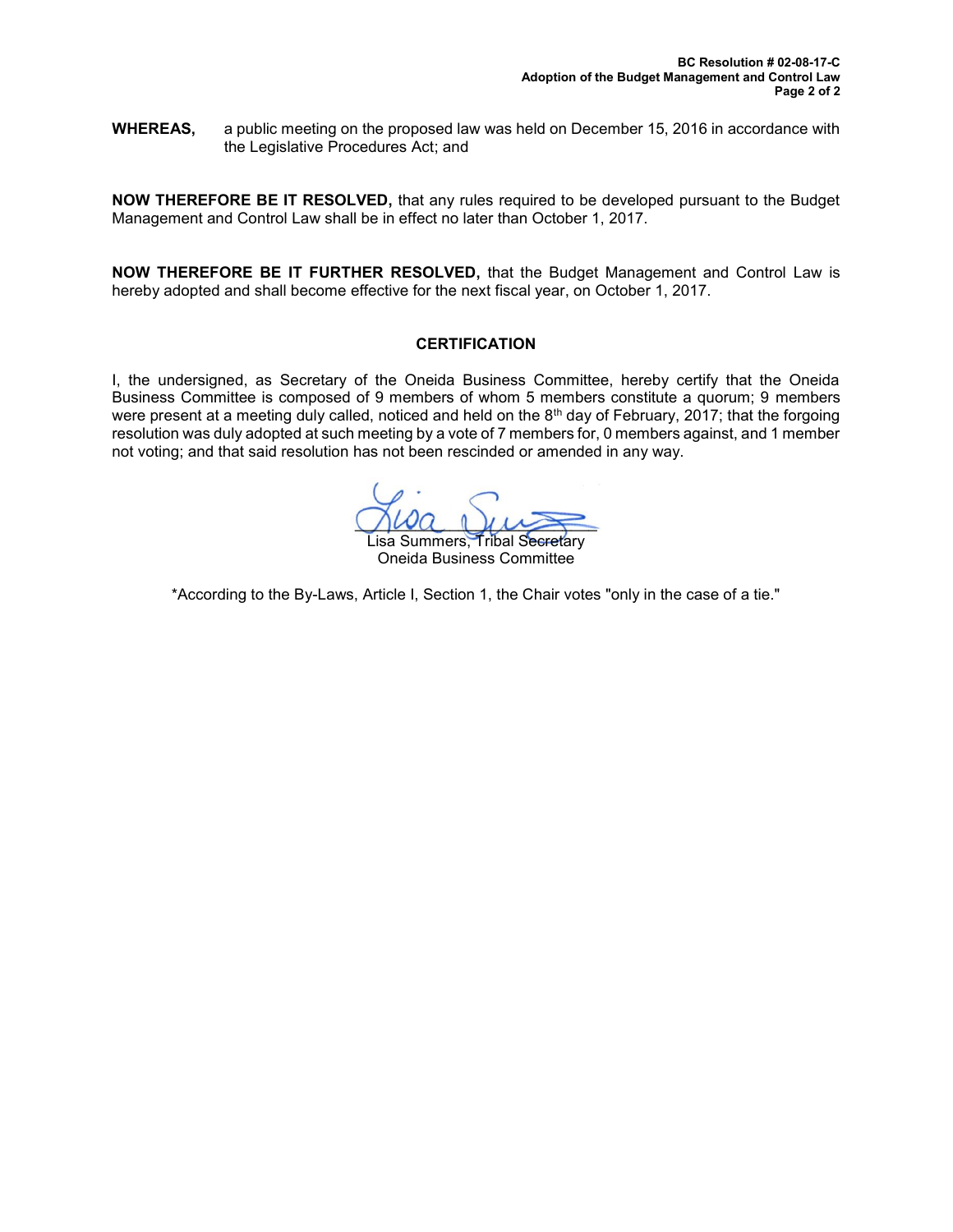**WHEREAS,** a public meeting on the proposed law was held on December 15, 2016 in accordance with the Legislative Procedures Act; and

**NOW THEREFORE BE IT RESOLVED,** that any rules required to be developed pursuant to the Budget Management and Control Law shall be in effect no later than October 1, 2017.

**NOW THEREFORE BE IT FURTHER RESOLVED,** that the Budget Management and Control Law is hereby adopted and shall become effective for the next fiscal year, on October 1, 2017.

## CERTIFICATION

I, the undersigned, as Secretary of the Oneida Business Committee, hereby certify that the Oneida Business Committee is composed of 9 members of whom 5 members constitute a quorum; 9 members were present at a meeting duly called, noticed and held on the 8th day of February, 2017; that the forgoing resolution was duly adopted at such meeting by a vote of 7 members for, 0 members against, and 1 member not voting; and that said resolution has not been rescinded or amended in any way.

Lisa Summers, Tribal Secretary
Oneida Business Committee

*According to the By-Laws, Article I, Section 1, the Chair votes "only in the case of a tie."